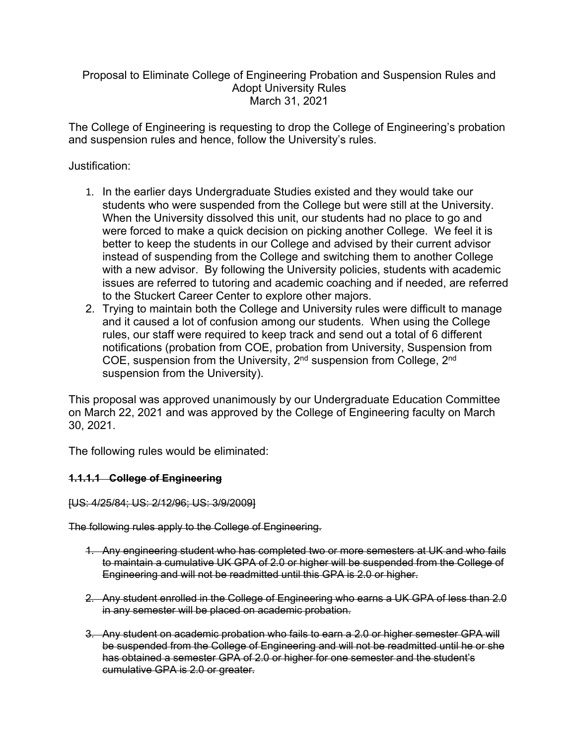Proposal to Eliminate College of Engineering Probation and Suspension Rules and Adopt University Rules
March 31, 2021

The College of Engineering is requesting to drop the College of Engineering's probation and suspension rules and hence, follow the University's rules.

Justification:

1. In the earlier days Undergraduate Studies existed and they would take our students who were suspended from the College but were still at the University. When the University dissolved this unit, our students had no place to go and were forced to make a quick decision on picking another College. We feel it is better to keep the students in our College and advised by their current advisor instead of suspending from the College and switching them to another College with a new advisor. By following the University policies, students with academic issues are referred to tutoring and academic coaching and if needed, are referred to the Stuckert Career Center to explore other majors.
2. Trying to maintain both the College and University rules were difficult to manage and it caused a lot of confusion among our students. When using the College rules, our staff were required to keep track and send out a total of 6 different notifications (probation from COE, probation from University, Suspension from COE, suspension from the University, 2nd suspension from College, 2nd suspension from the University).

This proposal was approved unanimously by our Undergraduate Education Committee on March 22, 2021 and was approved by the College of Engineering faculty on March 30, 2021.

The following rules would be eliminated:

~~**1.1.1.1 College of Engineering**~~

~~[US: 4/25/84; US: 2/12/96; US: 3/9/2009]~~

~~The following rules apply to the College of Engineering.~~

1. ~~Any engineering student who has completed two or more semesters at UK and who fails to maintain a cumulative UK GPA of 2.0 or higher will be suspended from the College of Engineering and will not be readmitted until this GPA is 2.0 or higher.~~

2. ~~Any student enrolled in the College of Engineering who earns a UK GPA of less than 2.0 in any semester will be placed on academic probation.~~

3. ~~Any student on academic probation who fails to earn a 2.0 or higher semester GPA will be suspended from the College of Engineering and will not be readmitted until he or she has obtained a semester GPA of 2.0 or higher for one semester and the student's cumulative GPA is 2.0 or greater.~~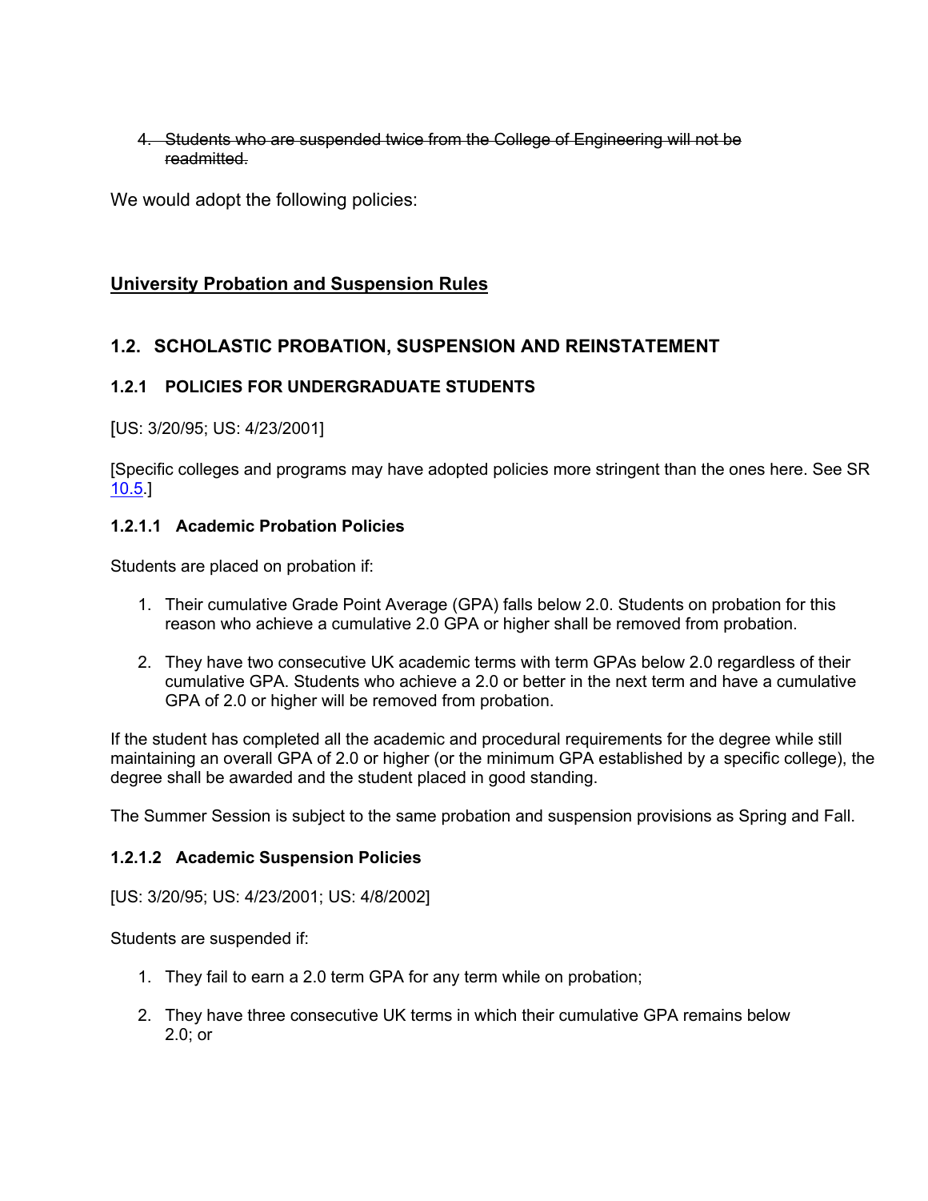4. ~~Students who are suspended twice from the College of Engineering will not be readmitted.~~

We would adopt the following policies:

**<u>University Probation and Suspension Rules</u>**

## 1.2. SCHOLASTIC PROBATION, SUSPENSION AND REINSTATEMENT

### 1.2.1 POLICIES FOR UNDERGRADUATE STUDENTS

[US: 3/20/95; US: 4/23/2001]

[Specific colleges and programs may have adopted policies more stringent than the ones here. See SR 10.5.]

#### 1.2.1.1 Academic Probation Policies

Students are placed on probation if:

1. Their cumulative Grade Point Average (GPA) falls below 2.0. Students on probation for this reason who achieve a cumulative 2.0 GPA or higher shall be removed from probation.

2. They have two consecutive UK academic terms with term GPAs below 2.0 regardless of their cumulative GPA. Students who achieve a 2.0 or better in the next term and have a cumulative GPA of 2.0 or higher will be removed from probation.

If the student has completed all the academic and procedural requirements for the degree while still maintaining an overall GPA of 2.0 or higher (or the minimum GPA established by a specific college), the degree shall be awarded and the student placed in good standing.

The Summer Session is subject to the same probation and suspension provisions as Spring and Fall.

#### 1.2.1.2 Academic Suspension Policies

[US: 3/20/95; US: 4/23/2001; US: 4/8/2002]

Students are suspended if:

1. They fail to earn a 2.0 term GPA for any term while on probation;

2. They have three consecutive UK terms in which their cumulative GPA remains below 2.0; or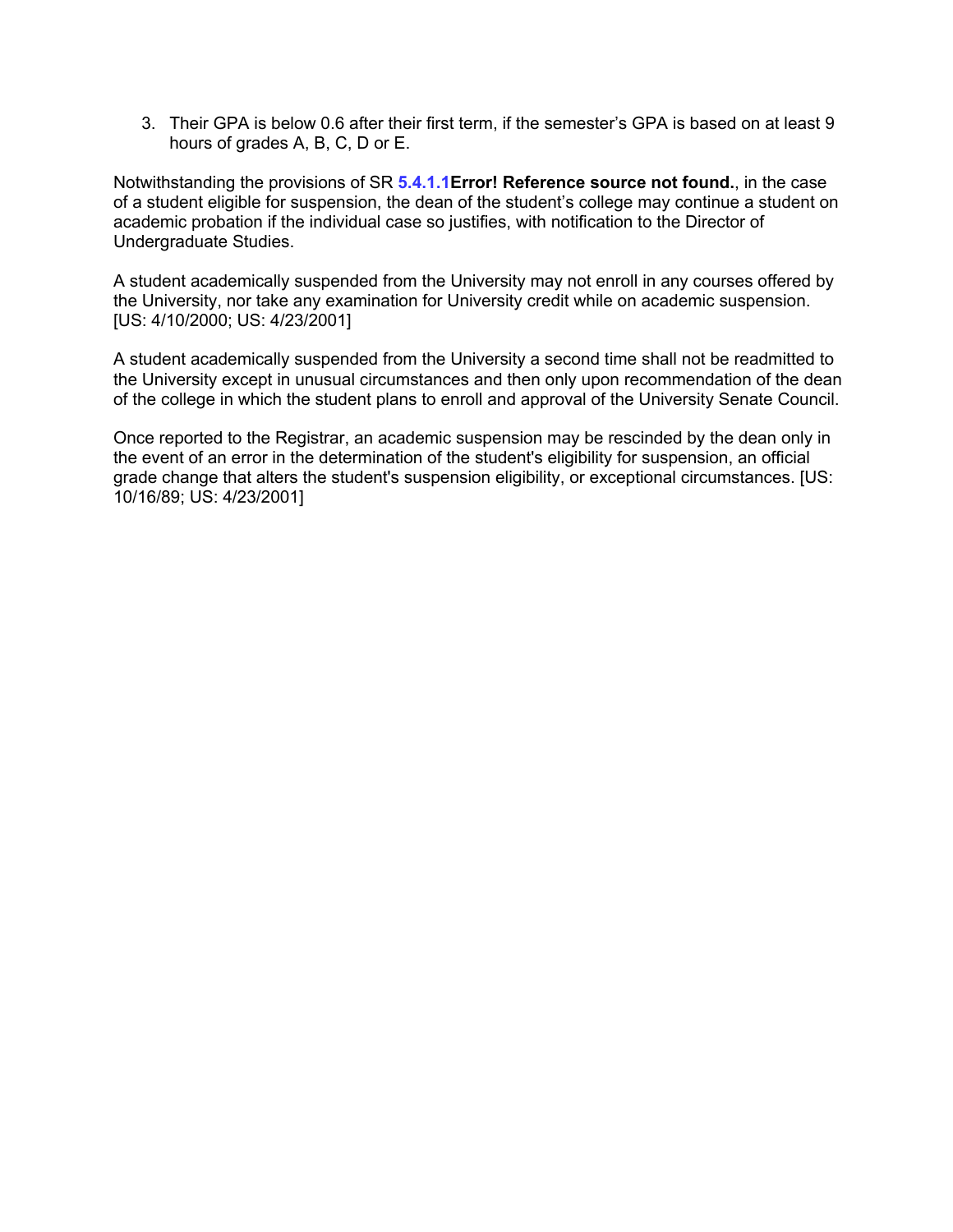3. Their GPA is below 0.6 after their first term, if the semester's GPA is based on at least 9 hours of grades A, B, C, D or E.

Notwithstanding the provisions of SR **5.4.1.1Error! Reference source not found.**, in the case of a student eligible for suspension, the dean of the student's college may continue a student on academic probation if the individual case so justifies, with notification to the Director of Undergraduate Studies.

A student academically suspended from the University may not enroll in any courses offered by the University, nor take any examination for University credit while on academic suspension. [US: 4/10/2000; US: 4/23/2001]

A student academically suspended from the University a second time shall not be readmitted to the University except in unusual circumstances and then only upon recommendation of the dean of the college in which the student plans to enroll and approval of the University Senate Council.

Once reported to the Registrar, an academic suspension may be rescinded by the dean only in the event of an error in the determination of the student's eligibility for suspension, an official grade change that alters the student's suspension eligibility, or exceptional circumstances. [US: 10/16/89; US: 4/23/2001]